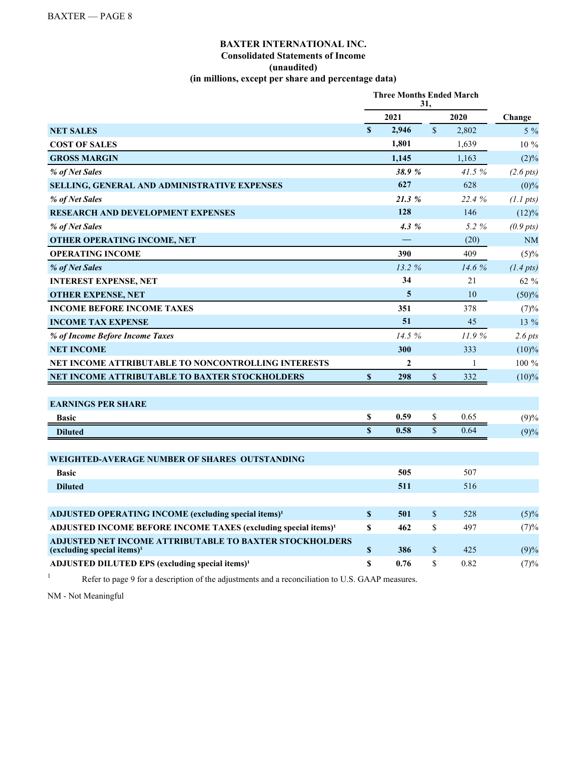# BAXTER INTERNATIONAL INC.
## Consolidated Statements of Income
### (unaudited)
### (in millions, except per share and percentage data)

| | Three Months Ended March 31, | | |
|---|---|---|---|
| | **2021** | **2020** | **Change** |
| **NET SALES** | **$ 2,946** | $ 2,802 | 5 % |
| **COST OF SALES** | **1,801** | 1,639 | 10 % |
| **GROSS MARGIN** | **1,145** | 1,163 | (2)% |
| ***% of Net Sales*** | ***38.9 %*** | *41.5 %* | *(2.6 pts)* |
| **SELLING, GENERAL AND ADMINISTRATIVE EXPENSES** | **627** | 628 | (0)% |
| ***% of Net Sales*** | ***21.3 %*** | *22.4 %* | *(1.1 pts)* |
| **RESEARCH AND DEVELOPMENT EXPENSES** | **128** | 146 | (12)% |
| ***% of Net Sales*** | ***4.3 %*** | *5.2 %* | *(0.9 pts)* |
| **OTHER OPERATING INCOME, NET** | **—** | (20) | NM |
| **OPERATING INCOME** | **390** | 409 | (5)% |
| ***% of Net Sales*** | *13.2 %* | *14.6 %* | *(1.4 pts)* |
| **INTEREST EXPENSE, NET** | **34** | 21 | 62 % |
| **OTHER EXPENSE, NET** | **5** | 10 | (50)% |
| **INCOME BEFORE INCOME TAXES** | **351** | 378 | (7)% |
| **INCOME TAX EXPENSE** | **51** | 45 | 13 % |
| ***% of Income Before Income Taxes*** | *14.5 %* | *11.9 %* | *2.6 pts* |
| **NET INCOME** | **300** | 333 | (10)% |
| **NET INCOME ATTRIBUTABLE TO NONCONTROLLING INTERESTS** | **2** | 1 | 100 % |
| **NET INCOME ATTRIBUTABLE TO BAXTER STOCKHOLDERS** | **$ 298** | $ 332 | (10)% |
| | | | |
| **EARNINGS PER SHARE** | | | |
| **Basic** | **$ 0.59** | $ 0.65 | (9)% |
| **Diluted** | **$ 0.58** | $ 0.64 | (9)% |
| | | | |
| **WEIGHTED-AVERAGE NUMBER OF SHARES OUTSTANDING** | | | |
| **Basic** | **505** | 507 | |
| **Diluted** | **511** | 516 | |
| | | | |
| **ADJUSTED OPERATING INCOME (excluding special items)**[1] | **$ 501** | $ 528 | (5)% |
| **ADJUSTED INCOME BEFORE INCOME TAXES (excluding special items)**[1] | **$ 462** | $ 497 | (7)% |
| **ADJUSTED NET INCOME ATTRIBUTABLE TO BAXTER STOCKHOLDERS (excluding special items)**[1] | **$ 386** | $ 425 | (9)% |
| **ADJUSTED DILUTED EPS (excluding special items)**[1] | **$ 0.76** | $ 0.82 | (7)% |

[1] Refer to page 9 for a description of the adjustments and a reconciliation to U.S. GAAP measures.

NM - Not Meaningful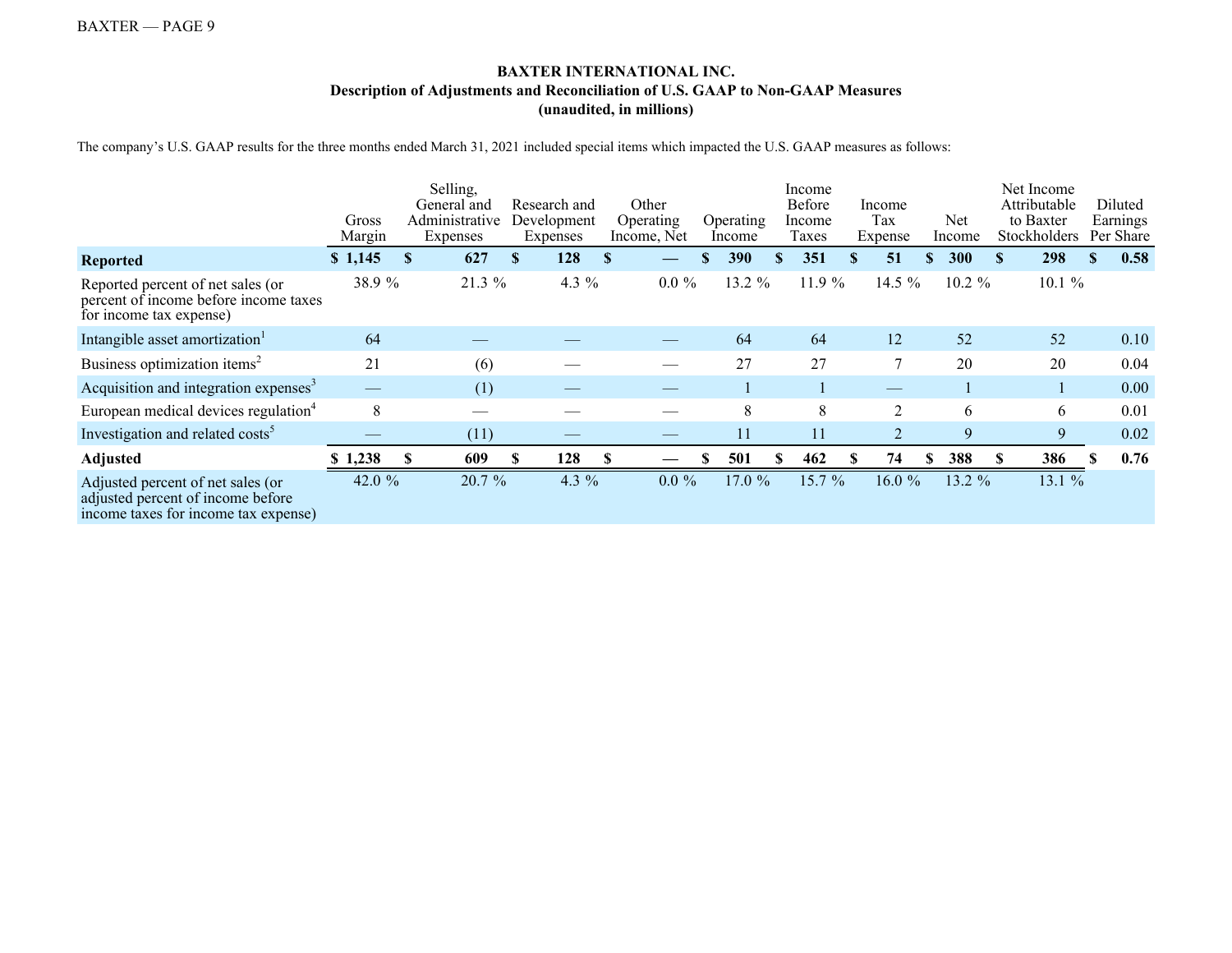**BAXTER INTERNATIONAL INC.**
**Description of Adjustments and Reconciliation of U.S. GAAP to Non-GAAP Measures**
**(unaudited, in millions)**

The company's U.S. GAAP results for the three months ended March 31, 2021 included special items which impacted the U.S. GAAP measures as follows:

| | Gross Margin | Selling, General and Administrative Expenses | Research and Development Expenses | Other Operating Income, Net | Operating Income | Income Before Income Taxes | Income Tax Expense | Net Income | Net Income Attributable to Baxter Stockholders | Diluted Earnings Per Share |
|---|---|---|---|---|---|---|---|---|---|---|
| **Reported** | **$ 1,145** | **$ 627** | **$ 128** | **$ —** | **$ 390** | **$ 351** | **$ 51** | **$ 300** | **$ 298** | **$ 0.58** |
| Reported percent of net sales (or percent of income before income taxes for income tax expense) | 38.9 % | 21.3 % | 4.3 % | 0.0 % | 13.2 % | 11.9 % | 14.5 % | 10.2 % | 10.1 % | |
| Intangible asset amortization[1] | 64 | — | — | — | 64 | 64 | 12 | 52 | 52 | 0.10 |
| Business optimization items[2] | 21 | (6) | — | — | 27 | 27 | 7 | 20 | 20 | 0.04 |
| Acquisition and integration expenses[3] | — | (1) | — | — | 1 | 1 | — | 1 | 1 | 0.00 |
| European medical devices regulation[4] | 8 | — | — | — | 8 | 8 | 2 | 6 | 6 | 0.01 |
| Investigation and related costs[5] | — | (11) | — | — | 11 | 11 | 2 | 9 | 9 | 0.02 |
| **Adjusted** | **$ 1,238** | **$ 609** | **$ 128** | **$ —** | **$ 501** | **$ 462** | **$ 74** | **$ 388** | **$ 386** | **$ 0.76** |
| Adjusted percent of net sales (or adjusted percent of income before income taxes for income tax expense) | 42.0 % | 20.7 % | 4.3 % | 0.0 % | 17.0 % | 15.7 % | 16.0 % | 13.2 % | 13.1 % | |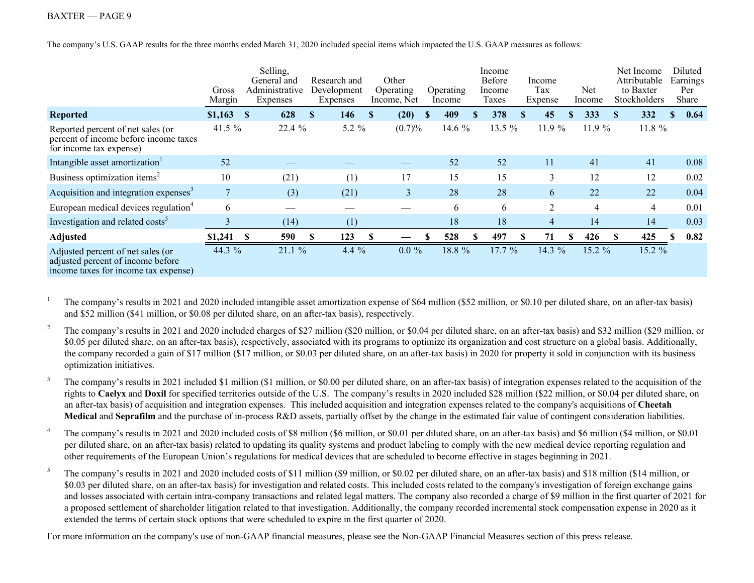The company's U.S. GAAP results for the three months ended March 31, 2020 included special items which impacted the U.S. GAAP measures as follows:

| | Gross Margin | Selling, General and Administrative Expenses | Research and Development Expenses | Other Operating Income, Net | Operating Income | Income Before Income Taxes | Income Tax Expense | Net Income | Net Income Attributable to Baxter Stockholders | Diluted Earnings Per Share |
|---|---|---|---|---|---|---|---|---|---|---|
| **Reported** | **$1,163** | **$ 628** | **$ 146** | **$ (20)** | **$ 409** | **$ 378** | **$ 45** | **$ 333** | **$ 332** | **$ 0.64** |
| Reported percent of net sales (or percent of income before income taxes for income tax expense) | 41.5 % | 22.4 % | 5.2 % | (0.7)% | 14.6 % | 13.5 % | 11.9 % | 11.9 % | 11.8 % | |
| Intangible asset amortization[1] | 52 | — | — | — | 52 | 52 | 11 | 41 | 41 | 0.08 |
| Business optimization items[2] | 10 | (21) | (1) | 17 | 15 | 15 | 3 | 12 | 12 | 0.02 |
| Acquisition and integration expenses[3] | 7 | (3) | (21) | 3 | 28 | 28 | 6 | 22 | 22 | 0.04 |
| European medical devices regulation[4] | 6 | — | — | — | 6 | 6 | 2 | 4 | 4 | 0.01 |
| Investigation and related costs[5] | 3 | (14) | (1) | | 18 | 18 | 4 | 14 | 14 | 0.03 |
| **Adjusted** | **$1,241** | **$ 590** | **$ 123** | **$ —** | **$ 528** | **$ 497** | **$ 71** | **$ 426** | **$ 425** | **$ 0.82** |
| Adjusted percent of net sales (or adjusted percent of income before income taxes for income tax expense) | 44.3 % | 21.1 % | 4.4 % | 0.0 % | 18.8 % | 17.7 % | 14.3 % | 15.2 % | 15.2 % | |

[1] The company's results in 2021 and 2020 included intangible asset amortization expense of $64 million ($52 million, or $0.10 per diluted share, on an after-tax basis) and $52 million ($41 million, or $0.08 per diluted share, on an after-tax basis), respectively.

[2] The company's results in 2021 and 2020 included charges of $27 million ($20 million, or $0.04 per diluted share, on an after-tax basis) and $32 million ($29 million, or $0.05 per diluted share, on an after-tax basis), respectively, associated with its programs to optimize its organization and cost structure on a global basis. Additionally, the company recorded a gain of $17 million ($17 million, or $0.03 per diluted share, on an after-tax basis) in 2020 for property it sold in conjunction with its business optimization initiatives.

[3] The company's results in 2021 included $1 million ($1 million, or $0.00 per diluted share, on an after-tax basis) of integration expenses related to the acquisition of the rights to **Caelyx** and **Doxil** for specified territories outside of the U.S. The company's results in 2020 included $28 million ($22 million, or $0.04 per diluted share, on an after-tax basis) of acquisition and integration expenses. This included acquisition and integration expenses related to the company's acquisitions of **Cheetah Medical** and **Seprafilm** and the purchase of in-process R&D assets, partially offset by the change in the estimated fair value of contingent consideration liabilities.

[4] The company's results in 2021 and 2020 included costs of $8 million ($6 million, or $0.01 per diluted share, on an after-tax basis) and $6 million ($4 million, or $0.01 per diluted share, on an after-tax basis) related to updating its quality systems and product labeling to comply with the new medical device reporting regulation and other requirements of the European Union's regulations for medical devices that are scheduled to become effective in stages beginning in 2021.

[5] The company's results in 2021 and 2020 included costs of $11 million ($9 million, or $0.02 per diluted share, on an after-tax basis) and $18 million ($14 million, or $0.03 per diluted share, on an after-tax basis) for investigation and related costs. This included costs related to the company's investigation of foreign exchange gains and losses associated with certain intra-company transactions and related legal matters. The company also recorded a charge of $9 million in the first quarter of 2021 for a proposed settlement of shareholder litigation related to that investigation. Additionally, the company recorded incremental stock compensation expense in 2020 as it extended the terms of certain stock options that were scheduled to expire in the first quarter of 2020.

For more information on the company's use of non-GAAP financial measures, please see the Non-GAAP Financial Measures section of this press release.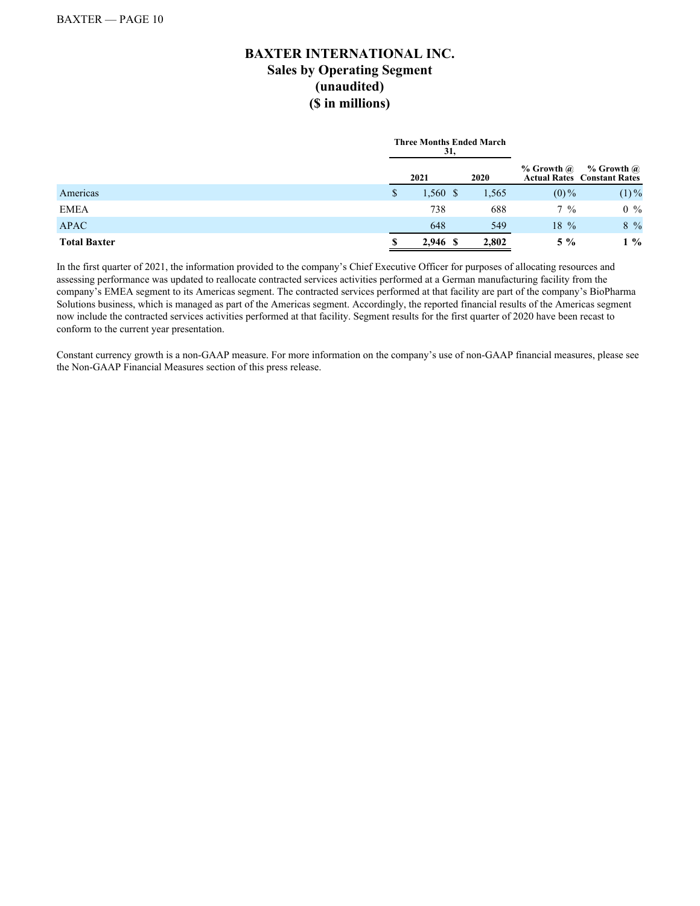# BAXTER INTERNATIONAL INC.
## Sales by Operating Segment
## (unaudited)
## ($ in millions)

| | Three Months Ended March 31, | | | |
|---|---|---|---|---|
| | 2021 | 2020 | % Growth @ Actual Rates | % Growth @ Constant Rates |
| Americas | $ 1,560 | $ 1,565 | (0)% | (1)% |
| EMEA | 738 | 688 | 7 % | 0 % |
| APAC | 648 | 549 | 18 % | 8 % |
| **Total Baxter** | **$ 2,946** | **$ 2,802** | **5 %** | **1 %** |

In the first quarter of 2021, the information provided to the company's Chief Executive Officer for purposes of allocating resources and assessing performance was updated to reallocate contracted services activities performed at a German manufacturing facility from the company's EMEA segment to its Americas segment. The contracted services performed at that facility are part of the company's BioPharma Solutions business, which is managed as part of the Americas segment. Accordingly, the reported financial results of the Americas segment now include the contracted services activities performed at that facility. Segment results for the first quarter of 2020 have been recast to conform to the current year presentation.

Constant currency growth is a non-GAAP measure. For more information on the company's use of non-GAAP financial measures, please see the Non-GAAP Financial Measures section of this press release.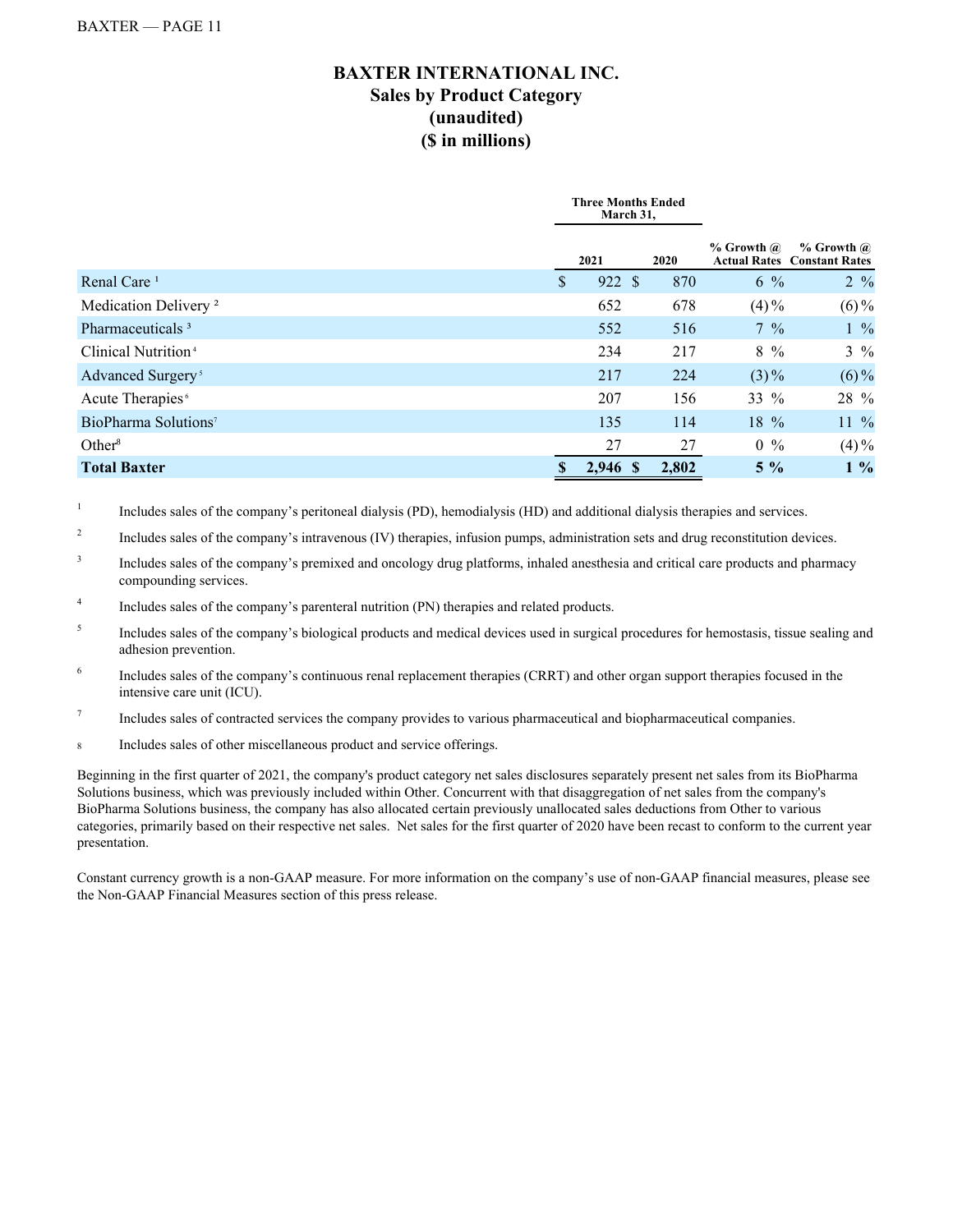# BAXTER INTERNATIONAL INC.
## Sales by Product Category
## (unaudited)
## ($ in millions)

| | Three Months Ended March 31, | | | |
|---|---|---|---|---|
| | 2021 | 2020 | % Growth @ Actual Rates | % Growth @ Constant Rates |
| Renal Care [1] | $ 922 | $ 870 | 6 % | 2 % |
| Medication Delivery [2] | 652 | 678 | (4)% | (6)% |
| Pharmaceuticals [3] | 552 | 516 | 7 % | 1 % |
| Clinical Nutrition [4] | 234 | 217 | 8 % | 3 % |
| Advanced Surgery [5] | 217 | 224 | (3)% | (6)% |
| Acute Therapies [6] | 207 | 156 | 33 % | 28 % |
| BioPharma Solutions [7] | 135 | 114 | 18 % | 11 % |
| Other [8] | 27 | 27 | 0 % | (4)% |
| **Total Baxter** | **$ 2,946** | **$ 2,802** | **5 %** | **1 %** |

[1] Includes sales of the company's peritoneal dialysis (PD), hemodialysis (HD) and additional dialysis therapies and services.

[2] Includes sales of the company's intravenous (IV) therapies, infusion pumps, administration sets and drug reconstitution devices.

[3] Includes sales of the company's premixed and oncology drug platforms, inhaled anesthesia and critical care products and pharmacy compounding services.

[4] Includes sales of the company's parenteral nutrition (PN) therapies and related products.

[5] Includes sales of the company's biological products and medical devices used in surgical procedures for hemostasis, tissue sealing and adhesion prevention.

[6] Includes sales of the company's continuous renal replacement therapies (CRRT) and other organ support therapies focused in the intensive care unit (ICU).

[7] Includes sales of contracted services the company provides to various pharmaceutical and biopharmaceutical companies.

[8] Includes sales of other miscellaneous product and service offerings.

Beginning in the first quarter of 2021, the company's product category net sales disclosures separately present net sales from its BioPharma Solutions business, which was previously included within Other. Concurrent with that disaggregation of net sales from the company's BioPharma Solutions business, the company has also allocated certain previously unallocated sales deductions from Other to various categories, primarily based on their respective net sales. Net sales for the first quarter of 2020 have been recast to conform to the current year presentation.

Constant currency growth is a non-GAAP measure. For more information on the company's use of non-GAAP financial measures, please see the Non-GAAP Financial Measures section of this press release.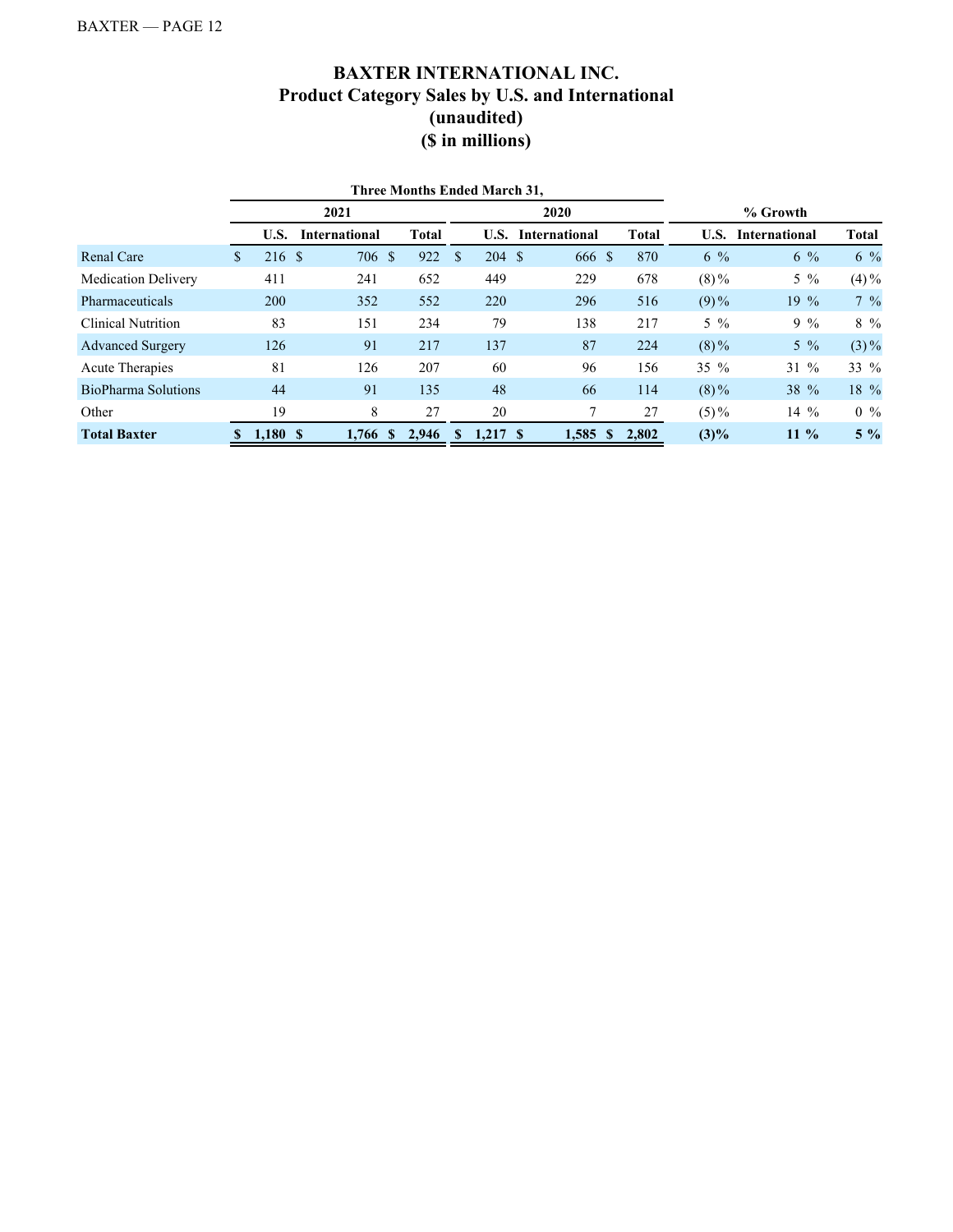# BAXTER INTERNATIONAL INC.
## Product Category Sales by U.S. and International
### (unaudited)
### ($ in millions)

| | Three Months Ended March 31, | | | | | | % Growth | | |
|---|---|---|---|---|---|---|---|---|---|
| | 2021 | | | 2020 | | | | | |
| | U.S. | International | Total | U.S. | International | Total | U.S. | International | Total |
| Renal Care | $ 216 | $ 706 | $ 922 | $ 204 | $ 666 | $ 870 | 6 % | 6 % | 6 % |
| Medication Delivery | 411 | 241 | 652 | 449 | 229 | 678 | (8)% | 5 % | (4)% |
| Pharmaceuticals | 200 | 352 | 552 | 220 | 296 | 516 | (9)% | 19 % | 7 % |
| Clinical Nutrition | 83 | 151 | 234 | 79 | 138 | 217 | 5 % | 9 % | 8 % |
| Advanced Surgery | 126 | 91 | 217 | 137 | 87 | 224 | (8)% | 5 % | (3)% |
| Acute Therapies | 81 | 126 | 207 | 60 | 96 | 156 | 35 % | 31 % | 33 % |
| BioPharma Solutions | 44 | 91 | 135 | 48 | 66 | 114 | (8)% | 38 % | 18 % |
| Other | 19 | 8 | 27 | 20 | 7 | 27 | (5)% | 14 % | 0 % |
| **Total Baxter** | **$ 1,180** | **$ 1,766** | **$ 2,946** | **$ 1,217** | **$ 1,585** | **$ 2,802** | **(3)%** | **11 %** | **5 %** |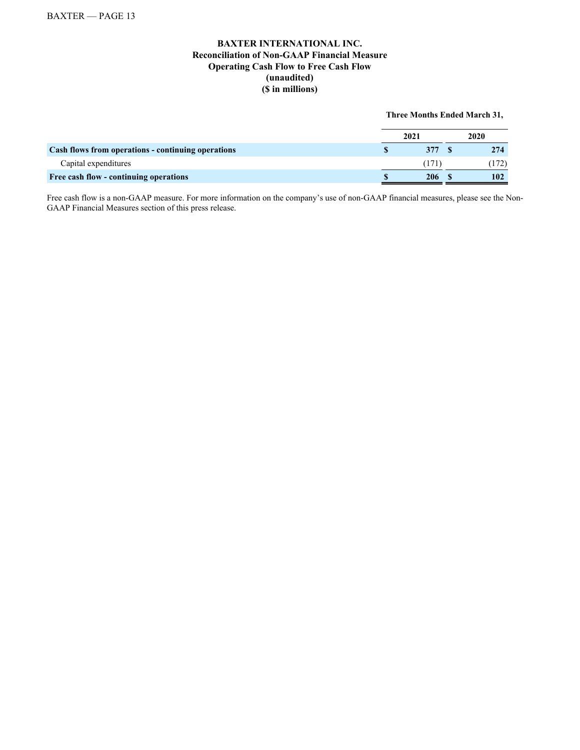**BAXTER INTERNATIONAL INC.**
**Reconciliation of Non-GAAP Financial Measure**
**Operating Cash Flow to Free Cash Flow**
**(unaudited)**
**($ in millions)**

| | Three Months Ended March 31, | |
|---|---|---|
| | **2021** | **2020** |
| **Cash flows from operations - continuing operations** | **$ 377** | **$ 274** |
| Capital expenditures | (171) | (172) |
| **Free cash flow - continuing operations** | **$ 206** | **$ 102** |

Free cash flow is a non-GAAP measure. For more information on the company's use of non-GAAP financial measures, please see the Non-GAAP Financial Measures section of this press release.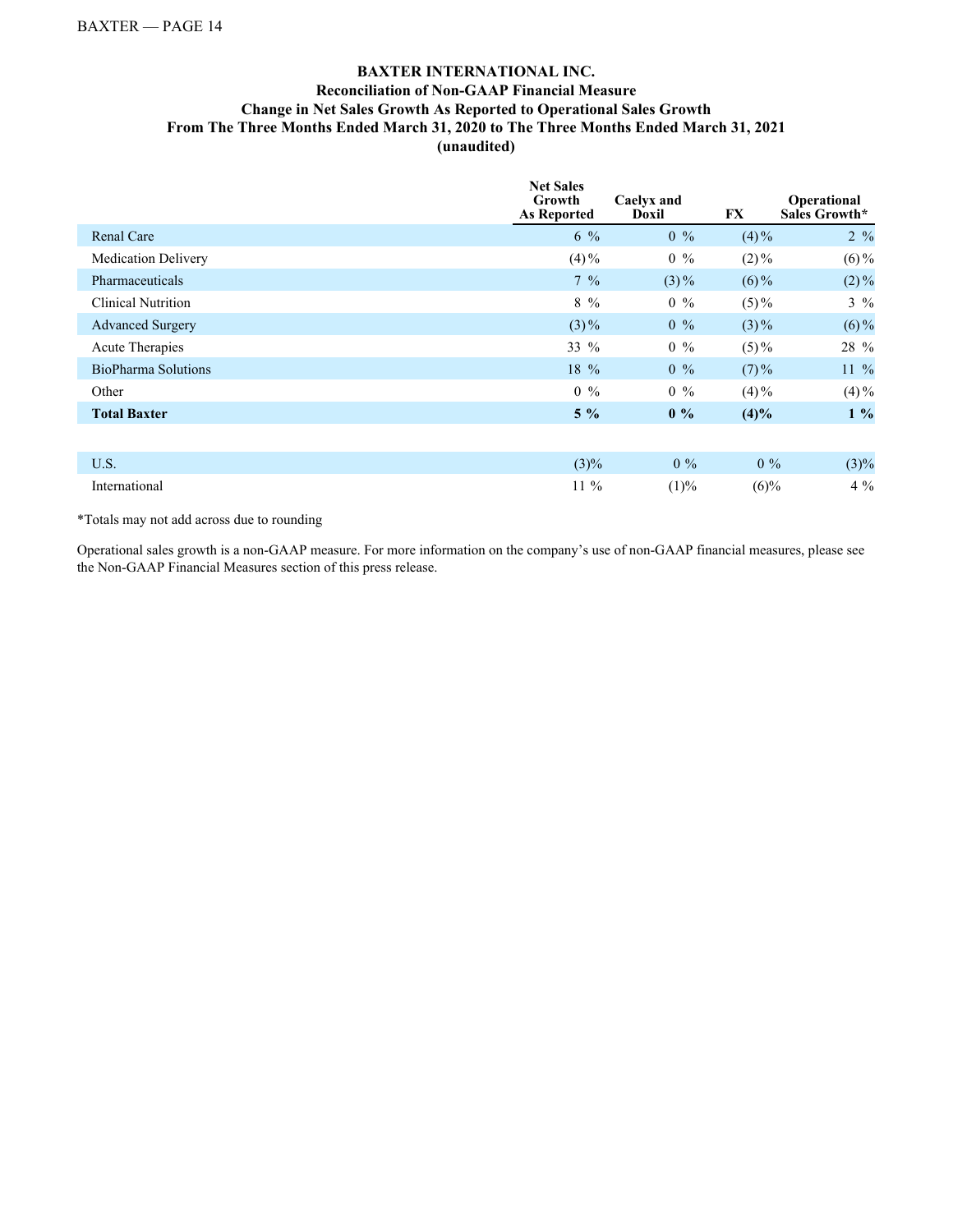**BAXTER INTERNATIONAL INC.**
**Reconciliation of Non-GAAP Financial Measure**
**Change in Net Sales Growth As Reported to Operational Sales Growth**
**From The Three Months Ended March 31, 2020 to The Three Months Ended March 31, 2021**
**(unaudited)**

| | Net Sales Growth As Reported | Caelyx and Doxil | FX | Operational Sales Growth* |
|---|---|---|---|---|
| Renal Care | 6 % | 0 % | (4)% | 2 % |
| Medication Delivery | (4)% | 0 % | (2)% | (6)% |
| Pharmaceuticals | 7 % | (3)% | (6)% | (2)% |
| Clinical Nutrition | 8 % | 0 % | (5)% | 3 % |
| Advanced Surgery | (3)% | 0 % | (3)% | (6)% |
| Acute Therapies | 33 % | 0 % | (5)% | 28 % |
| BioPharma Solutions | 18 % | 0 % | (7)% | 11 % |
| Other | 0 % | 0 % | (4)% | (4)% |
| **Total Baxter** | **5 %** | **0 %** | **(4)%** | **1 %** |
| | | | | |
| U.S. | (3)% | 0 % | 0 % | (3)% |
| International | 11 % | (1)% | (6)% | 4 % |

*Totals may not add across due to rounding

Operational sales growth is a non-GAAP measure. For more information on the company's use of non-GAAP financial measures, please see the Non-GAAP Financial Measures section of this press release.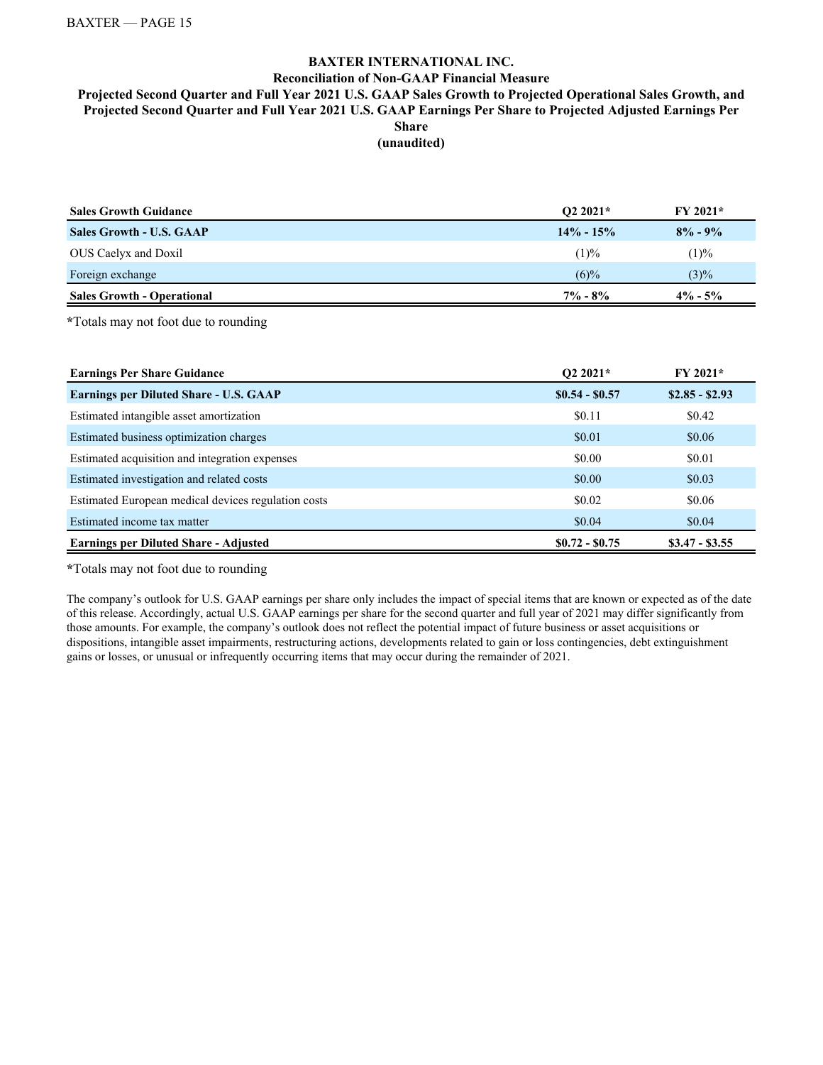# BAXTER INTERNATIONAL INC.
## Reconciliation of Non-GAAP Financial Measure
## Projected Second Quarter and Full Year 2021 U.S. GAAP Sales Growth to Projected Operational Sales Growth, and Projected Second Quarter and Full Year 2021 U.S. GAAP Earnings Per Share to Projected Adjusted Earnings Per Share
## (unaudited)

| Sales Growth Guidance | Q2 2021* | FY 2021* |
|---|---|---|
| **Sales Growth - U.S. GAAP** | **14% - 15%** | **8% - 9%** |
| OUS Caelyx and Doxil | (1)% | (1)% |
| Foreign exchange | (6)% | (3)% |
| **Sales Growth - Operational** | **7% - 8%** | **4% - 5%** |

*Totals may not foot due to rounding

| Earnings Per Share Guidance | Q2 2021* | FY 2021* |
|---|---|---|
| **Earnings per Diluted Share - U.S. GAAP** | **$0.54 - $0.57** | **$2.85 - $2.93** |
| Estimated intangible asset amortization | $0.11 | $0.42 |
| Estimated business optimization charges | $0.01 | $0.06 |
| Estimated acquisition and integration expenses | $0.00 | $0.01 |
| Estimated investigation and related costs | $0.00 | $0.03 |
| Estimated European medical devices regulation costs | $0.02 | $0.06 |
| Estimated income tax matter | $0.04 | $0.04 |
| **Earnings per Diluted Share - Adjusted** | **$0.72 - $0.75** | **$3.47 - $3.55** |

*Totals may not foot due to rounding

The company's outlook for U.S. GAAP earnings per share only includes the impact of special items that are known or expected as of the date of this release. Accordingly, actual U.S. GAAP earnings per share for the second quarter and full year of 2021 may differ significantly from those amounts. For example, the company's outlook does not reflect the potential impact of future business or asset acquisitions or dispositions, intangible asset impairments, restructuring actions, developments related to gain or loss contingencies, debt extinguishment gains or losses, or unusual or infrequently occurring items that may occur during the remainder of 2021.